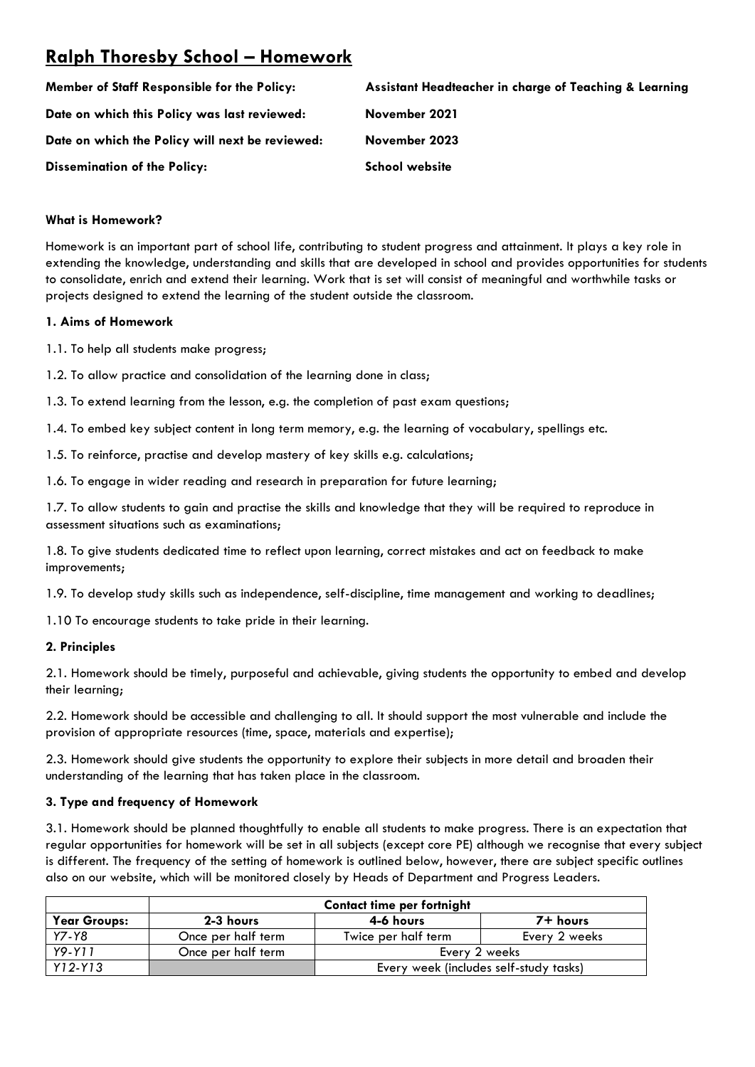# Ralph Thoresby School – Homework

| | |
|---|---|
| **Member of Staff Responsible for the Policy:** | **Assistant Headteacher in charge of Teaching & Learning** |
| **Date on which this Policy was last reviewed:** | **November 2021** |
| **Date on which the Policy will next be reviewed:** | **November 2023** |
| **Dissemination of the Policy:** | **School website** |

**What is Homework?**

Homework is an important part of school life, contributing to student progress and attainment. It plays a key role in extending the knowledge, understanding and skills that are developed in school and provides opportunities for students to consolidate, enrich and extend their learning. Work that is set will consist of meaningful and worthwhile tasks or projects designed to extend the learning of the student outside the classroom.

**1. Aims of Homework**

1.1. To help all students make progress;

1.2. To allow practice and consolidation of the learning done in class;

1.3. To extend learning from the lesson, e.g. the completion of past exam questions;

1.4. To embed key subject content in long term memory, e.g. the learning of vocabulary, spellings etc.

1.5. To reinforce, practise and develop mastery of key skills e.g. calculations;

1.6. To engage in wider reading and research in preparation for future learning;

1.7. To allow students to gain and practise the skills and knowledge that they will be required to reproduce in assessment situations such as examinations;

1.8. To give students dedicated time to reflect upon learning, correct mistakes and act on feedback to make improvements;

1.9. To develop study skills such as independence, self-discipline, time management and working to deadlines;

1.10 To encourage students to take pride in their learning.

**2. Principles**

2.1. Homework should be timely, purposeful and achievable, giving students the opportunity to embed and develop their learning;

2.2. Homework should be accessible and challenging to all. It should support the most vulnerable and include the provision of appropriate resources (time, space, materials and expertise);

2.3. Homework should give students the opportunity to explore their subjects in more detail and broaden their understanding of the learning that has taken place in the classroom.

**3. Type and frequency of Homework**

3.1. Homework should be planned thoughtfully to enable all students to make progress. There is an expectation that regular opportunities for homework will be set in all subjects (except core PE) although we recognise that every subject is different. The frequency of the setting of homework is outlined below, however, there are subject specific outlines also on our website, which will be monitored closely by Heads of Department and Progress Leaders.

| | **Contact time per fortnight** | | |
|---|---|---|---|
| **Year Groups:** | **2-3 hours** | **4-6 hours** | **7+ hours** |
| *Y7-Y8* | Once per half term | Twice per half term | Every 2 weeks |
| *Y9-Y11* | Once per half term | Every 2 weeks | |
| *Y12-Y13* | | Every week (includes self-study tasks) | |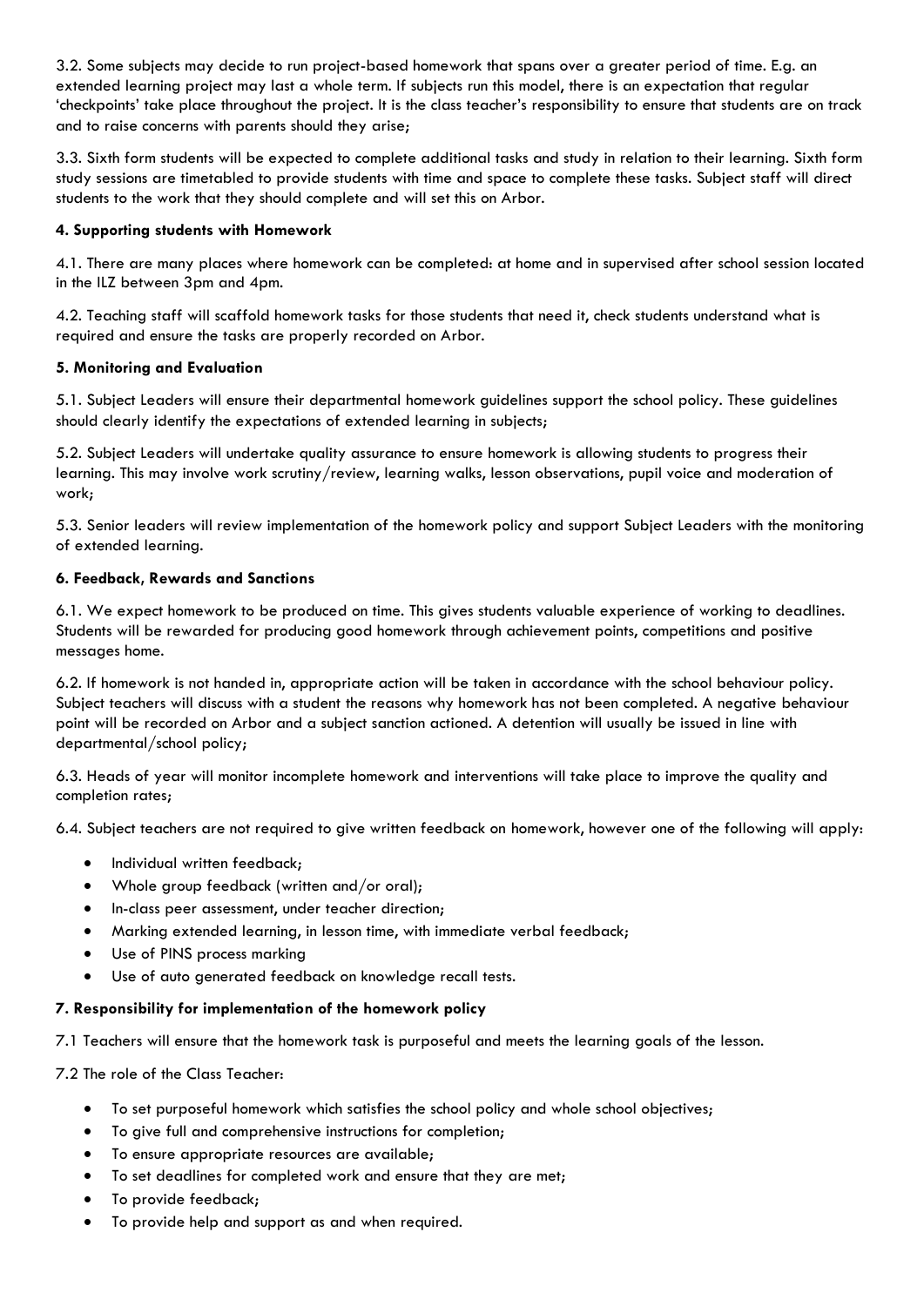3.2. Some subjects may decide to run project-based homework that spans over a greater period of time. E.g. an extended learning project may last a whole term. If subjects run this model, there is an expectation that regular 'checkpoints' take place throughout the project. It is the class teacher's responsibility to ensure that students are on track and to raise concerns with parents should they arise;

3.3. Sixth form students will be expected to complete additional tasks and study in relation to their learning. Sixth form study sessions are timetabled to provide students with time and space to complete these tasks. Subject staff will direct students to the work that they should complete and will set this on Arbor.

**4. Supporting students with Homework**

4.1. There are many places where homework can be completed: at home and in supervised after school session located in the ILZ between 3pm and 4pm.

4.2. Teaching staff will scaffold homework tasks for those students that need it, check students understand what is required and ensure the tasks are properly recorded on Arbor.

**5. Monitoring and Evaluation**

5.1. Subject Leaders will ensure their departmental homework guidelines support the school policy. These guidelines should clearly identify the expectations of extended learning in subjects;

5.2. Subject Leaders will undertake quality assurance to ensure homework is allowing students to progress their learning. This may involve work scrutiny/review, learning walks, lesson observations, pupil voice and moderation of work;

5.3. Senior leaders will review implementation of the homework policy and support Subject Leaders with the monitoring of extended learning.

**6. Feedback, Rewards and Sanctions**

6.1. We expect homework to be produced on time. This gives students valuable experience of working to deadlines. Students will be rewarded for producing good homework through achievement points, competitions and positive messages home.

6.2. If homework is not handed in, appropriate action will be taken in accordance with the school behaviour policy. Subject teachers will discuss with a student the reasons why homework has not been completed. A negative behaviour point will be recorded on Arbor and a subject sanction actioned. A detention will usually be issued in line with departmental/school policy;

6.3. Heads of year will monitor incomplete homework and interventions will take place to improve the quality and completion rates;

6.4. Subject teachers are not required to give written feedback on homework, however one of the following will apply:

- Individual written feedback;
- Whole group feedback (written and/or oral);
- In-class peer assessment, under teacher direction;
- Marking extended learning, in lesson time, with immediate verbal feedback;
- Use of PINS process marking
- Use of auto generated feedback on knowledge recall tests.

**7. Responsibility for implementation of the homework policy**

7.1 Teachers will ensure that the homework task is purposeful and meets the learning goals of the lesson.

7.2 The role of the Class Teacher:

- To set purposeful homework which satisfies the school policy and whole school objectives;
- To give full and comprehensive instructions for completion;
- To ensure appropriate resources are available;
- To set deadlines for completed work and ensure that they are met;
- To provide feedback;
- To provide help and support as and when required.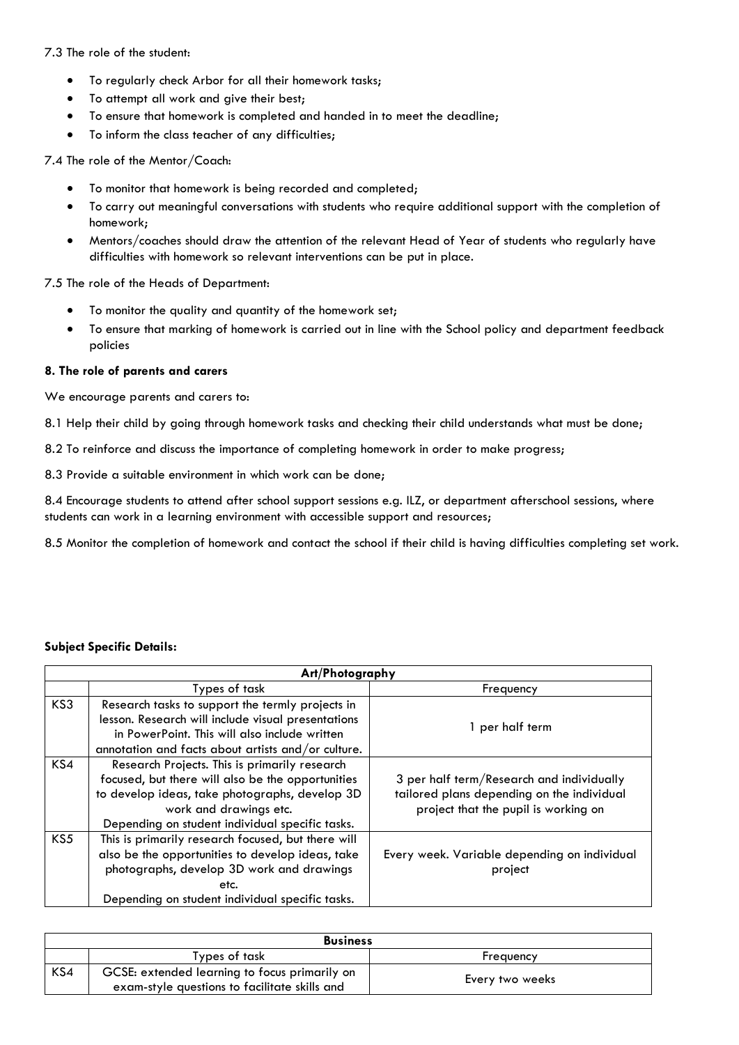7.3 The role of the student:

- To regularly check Arbor for all their homework tasks;
- To attempt all work and give their best;
- To ensure that homework is completed and handed in to meet the deadline;
- To inform the class teacher of any difficulties;

7.4 The role of the Mentor/Coach:

- To monitor that homework is being recorded and completed;
- To carry out meaningful conversations with students who require additional support with the completion of homework;
- Mentors/coaches should draw the attention of the relevant Head of Year of students who regularly have difficulties with homework so relevant interventions can be put in place.

7.5 The role of the Heads of Department:

- To monitor the quality and quantity of the homework set;
- To ensure that marking of homework is carried out in line with the School policy and department feedback policies

**8. The role of parents and carers**

We encourage parents and carers to:

8.1 Help their child by going through homework tasks and checking their child understands what must be done;

8.2 To reinforce and discuss the importance of completing homework in order to make progress;

8.3 Provide a suitable environment in which work can be done;

8.4 Encourage students to attend after school support sessions e.g. ILZ, or department afterschool sessions, where students can work in a learning environment with accessible support and resources;

8.5 Monitor the completion of homework and contact the school if their child is having difficulties completing set work.

**Subject Specific Details:**

| **Art/Photography** | | |
|---|---|---|
| | Types of task | Frequency |
| KS3 | Research tasks to support the termly projects in lesson. Research will include visual presentations in PowerPoint. This will also include written annotation and facts about artists and/or culture. | 1 per half term |
| KS4 | Research Projects. This is primarily research focused, but there will also be the opportunities to develop ideas, take photographs, develop 3D work and drawings etc. Depending on student individual specific tasks. | 3 per half term/Research and individually tailored plans depending on the individual project that the pupil is working on |
| KS5 | This is primarily research focused, but there will also be the opportunities to develop ideas, take photographs, develop 3D work and drawings etc. Depending on student individual specific tasks. | Every week. Variable depending on individual project |

| **Business** | | |
|---|---|---|
| | Types of task | Frequency |
| KS4 | GCSE: extended learning to focus primarily on exam-style questions to facilitate skills and | Every two weeks |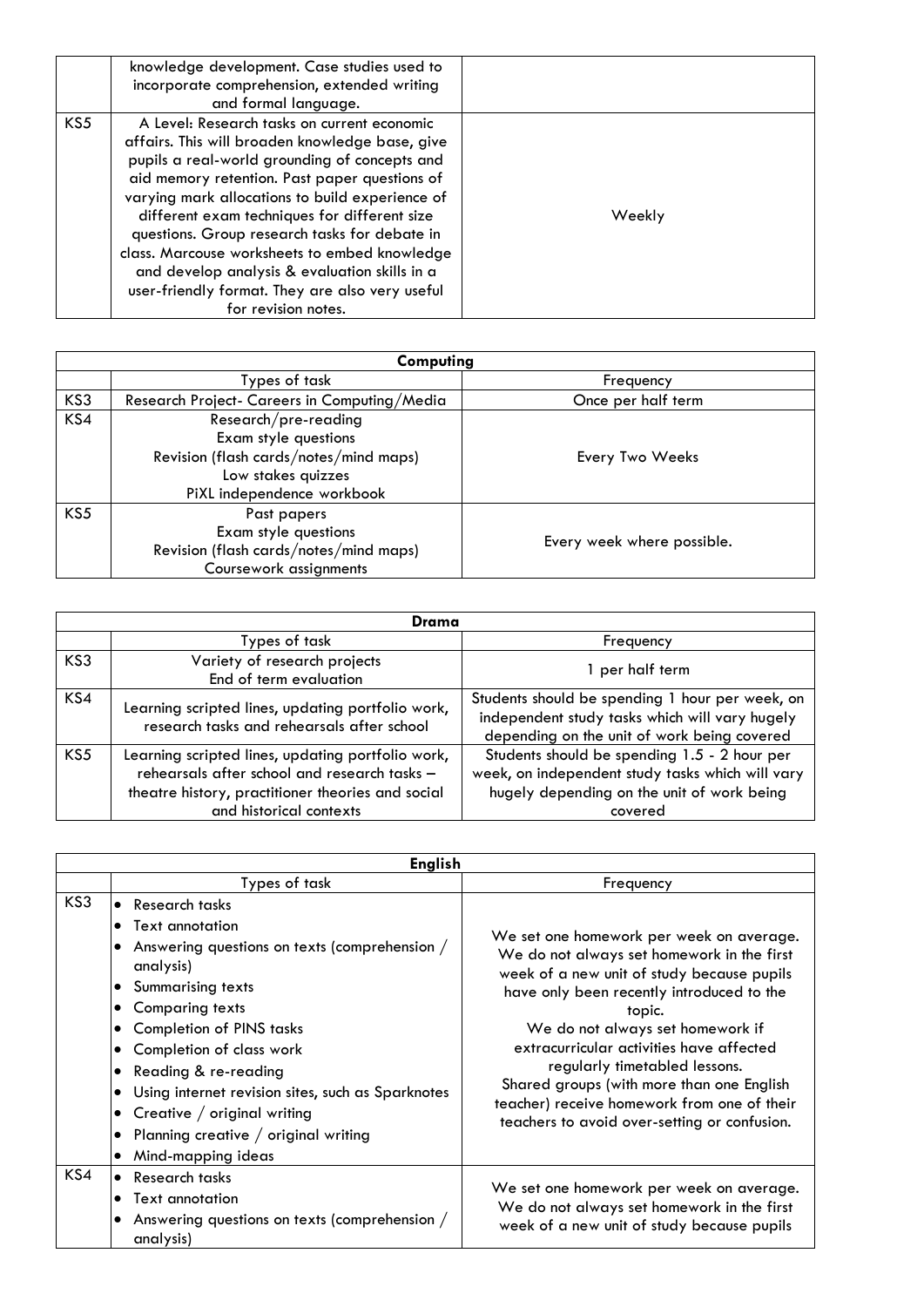| | | |
|---|---|---|
| | knowledge development. Case studies used to incorporate comprehension, extended writing and formal language. | |
| KS5 | A Level: Research tasks on current economic affairs. This will broaden knowledge base, give pupils a real-world grounding of concepts and aid memory retention. Past paper questions of varying mark allocations to build experience of different exam techniques for different size questions. Group research tasks for debate in class. Marcouse worksheets to embed knowledge and develop analysis & evaluation skills in a user-friendly format. They are also very useful for revision notes. | Weekly |

| **Computing** | | |
|---|---|---|
| | Types of task | Frequency |
| KS3 | Research Project- Careers in Computing/Media | Once per half term |
| KS4 | Research/pre-reading<br>Exam style questions<br>Revision (flash cards/notes/mind maps)<br>Low stakes quizzes<br>PiXL independence workbook | Every Two Weeks |
| KS5 | Past papers<br>Exam style questions<br>Revision (flash cards/notes/mind maps)<br>Coursework assignments | Every week where possible. |

| **Drama** | | |
|---|---|---|
| | Types of task | Frequency |
| KS3 | Variety of research projects<br>End of term evaluation | 1 per half term |
| KS4 | Learning scripted lines, updating portfolio work, research tasks and rehearsals after school | Students should be spending 1 hour per week, on independent study tasks which will vary hugely depending on the unit of work being covered |
| KS5 | Learning scripted lines, updating portfolio work, rehearsals after school and research tasks – theatre history, practitioner theories and social and historical contexts | Students should be spending 1.5 - 2 hour per week, on independent study tasks which will vary hugely depending on the unit of work being covered |

| **English** | | |
|---|---|---|
| | Types of task | Frequency |
| KS3 | • Research tasks<br>• Text annotation<br>• Answering questions on texts (comprehension / analysis)<br>• Summarising texts<br>• Comparing texts<br>• Completion of PINS tasks<br>• Completion of class work<br>• Reading & re-reading<br>• Using internet revision sites, such as Sparknotes<br>• Creative / original writing<br>• Planning creative / original writing<br>• Mind-mapping ideas | We set one homework per week on average. We do not always set homework in the first week of a new unit of study because pupils have only been recently introduced to the topic.<br>We do not always set homework if extracurricular activities have affected regularly timetabled lessons.<br>Shared groups (with more than one English teacher) receive homework from one of their teachers to avoid over-setting or confusion. |
| KS4 | • Research tasks<br>• Text annotation<br>• Answering questions on texts (comprehension / analysis) | We set one homework per week on average. We do not always set homework in the first week of a new unit of study because pupils |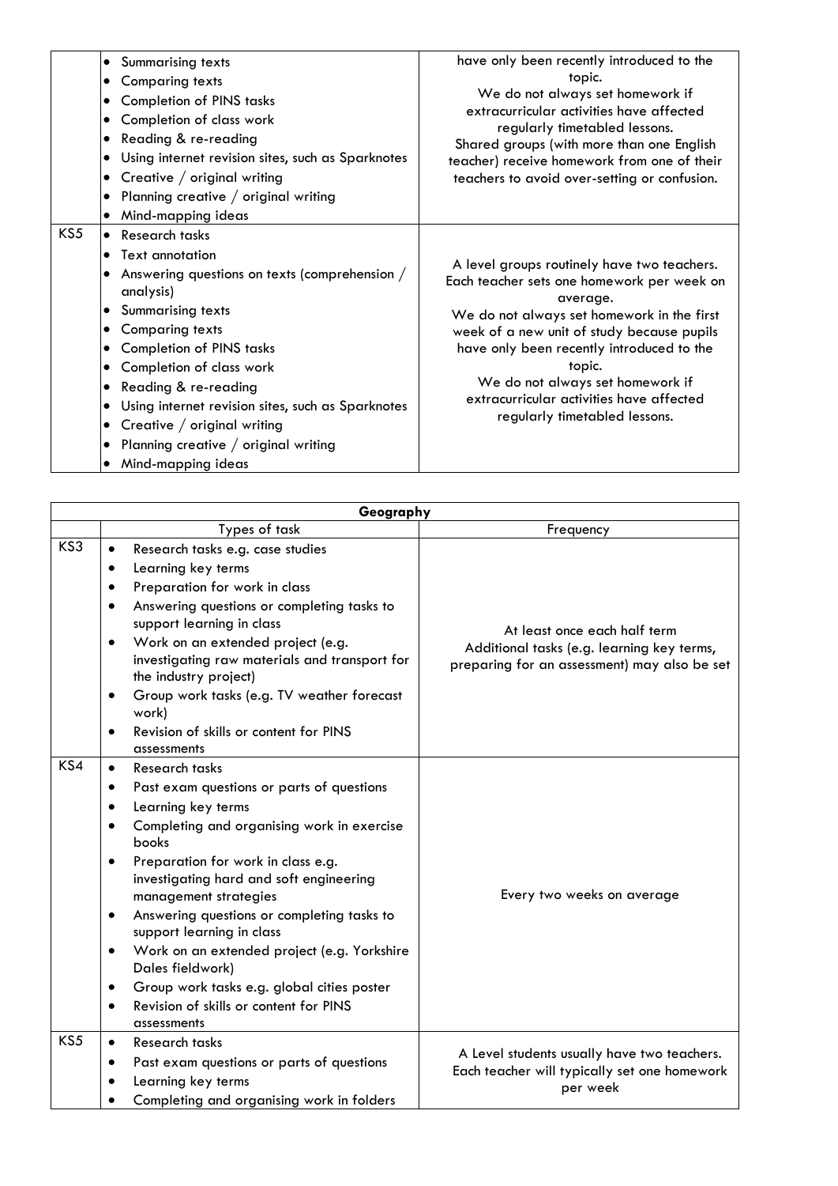| | | |
|---|---|---|
| | • Summarising texts<br>• Comparing texts<br>• Completion of PINS tasks<br>• Completion of class work<br>• Reading & re-reading<br>• Using internet revision sites, such as Sparknotes<br>• Creative / original writing<br>• Planning creative / original writing<br>• Mind-mapping ideas | have only been recently introduced to the topic.<br>We do not always set homework if extracurricular activities have affected regularly timetabled lessons.<br>Shared groups (with more than one English teacher) receive homework from one of their teachers to avoid over-setting or confusion. |
| KS5 | • Research tasks<br>• Text annotation<br>• Answering questions on texts (comprehension / analysis)<br>• Summarising texts<br>• Comparing texts<br>• Completion of PINS tasks<br>• Completion of class work<br>• Reading & re-reading<br>• Using internet revision sites, such as Sparknotes<br>• Creative / original writing<br>• Planning creative / original writing<br>• Mind-mapping ideas | A level groups routinely have two teachers. Each teacher sets one homework per week on average.<br>We do not always set homework in the first week of a new unit of study because pupils have only been recently introduced to the topic.<br>We do not always set homework if extracurricular activities have affected regularly timetabled lessons. |

| **Geography** | | |
|---|---|---|
| | Types of task | Frequency |
| KS3 | • Research tasks e.g. case studies<br>• Learning key terms<br>• Preparation for work in class<br>• Answering questions or completing tasks to support learning in class<br>• Work on an extended project (e.g. investigating raw materials and transport for the industry project)<br>• Group work tasks (e.g. TV weather forecast work)<br>• Revision of skills or content for PINS assessments | At least once each half term<br>Additional tasks (e.g. learning key terms, preparing for an assessment) may also be set |
| KS4 | • Research tasks<br>• Past exam questions or parts of questions<br>• Learning key terms<br>• Completing and organising work in exercise books<br>• Preparation for work in class e.g. investigating hard and soft engineering management strategies<br>• Answering questions or completing tasks to support learning in class<br>• Work on an extended project (e.g. Yorkshire Dales fieldwork)<br>• Group work tasks e.g. global cities poster<br>• Revision of skills or content for PINS assessments | Every two weeks on average |
| KS5 | • Research tasks<br>• Past exam questions or parts of questions<br>• Learning key terms<br>• Completing and organising work in folders | A Level students usually have two teachers. Each teacher will typically set one homework per week |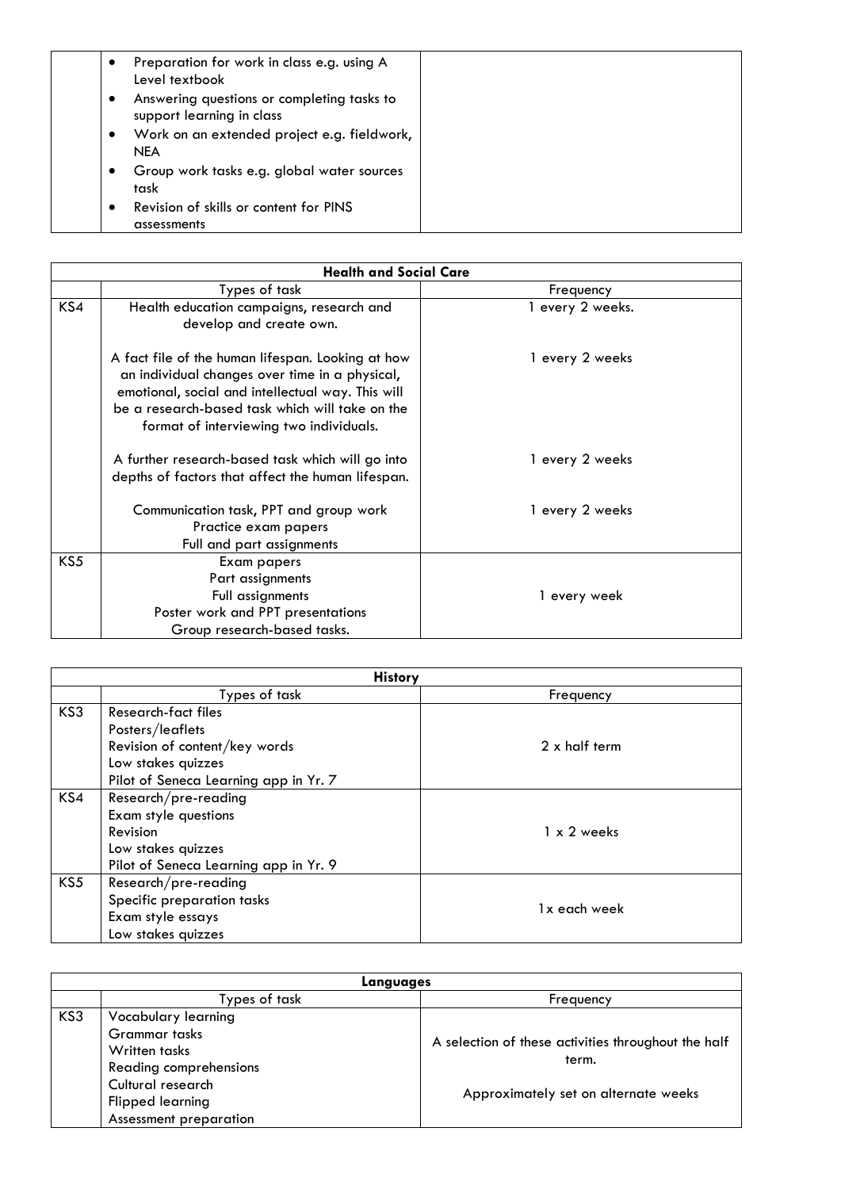| | | |
|---|---|---|
| | • Preparation for work in class e.g. using A Level textbook<br>• Answering questions or completing tasks to support learning in class<br>• Work on an extended project e.g. fieldwork, NEA<br>• Group work tasks e.g. global water sources task<br>• Revision of skills or content for PINS assessments | |

| **Health and Social Care** | | |
|---|---|---|
| | Types of task | Frequency |
| KS4 | Health education campaigns, research and develop and create own. | 1 every 2 weeks. |
| | A fact file of the human lifespan. Looking at how an individual changes over time in a physical, emotional, social and intellectual way. This will be a research-based task which will take on the format of interviewing two individuals. | 1 every 2 weeks |
| | A further research-based task which will go into depths of factors that affect the human lifespan. | 1 every 2 weeks |
| | Communication task, PPT and group work<br>Practice exam papers<br>Full and part assignments | 1 every 2 weeks |
| KS5 | Exam papers<br>Part assignments<br>Full assignments<br>Poster work and PPT presentations<br>Group research-based tasks. | 1 every week |

| **History** | | |
|---|---|---|
| | Types of task | Frequency |
| KS3 | Research-fact files<br>Posters/leaflets<br>Revision of content/key words<br>Low stakes quizzes<br>Pilot of Seneca Learning app in Yr. 7 | 2 x half term |
| KS4 | Research/pre-reading<br>Exam style questions<br>Revision<br>Low stakes quizzes<br>Pilot of Seneca Learning app in Yr. 9 | 1 x 2 weeks |
| KS5 | Research/pre-reading<br>Specific preparation tasks<br>Exam style essays<br>Low stakes quizzes | 1x each week |

| **Languages** | | |
|---|---|---|
| | Types of task | Frequency |
| KS3 | Vocabulary learning<br>Grammar tasks<br>Written tasks<br>Reading comprehensions<br>Cultural research<br>Flipped learning<br>Assessment preparation | A selection of these activities throughout the half term.<br><br>Approximately set on alternate weeks |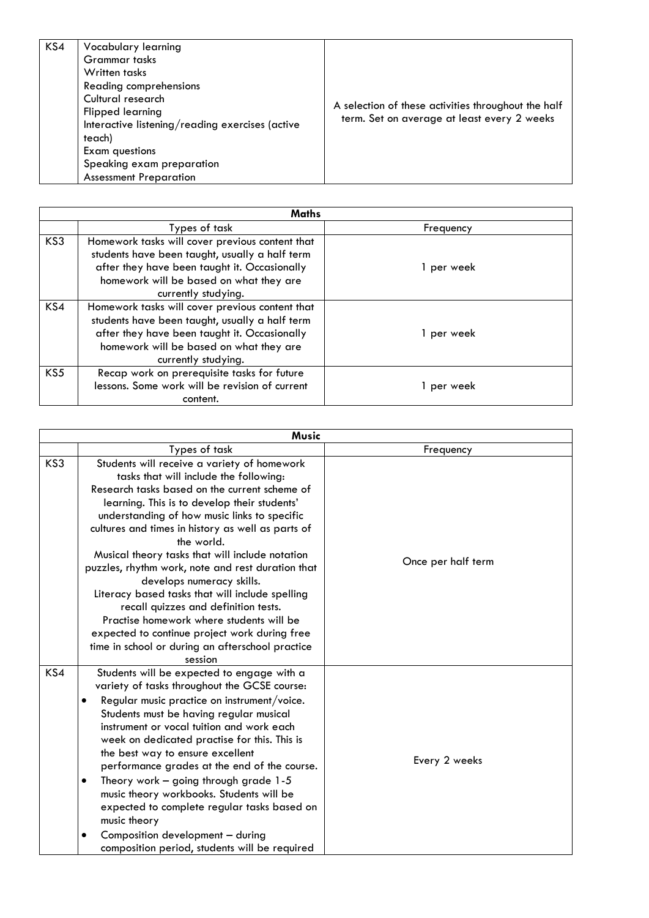| | | |
|---|---|---|
| KS4 | Vocabulary learning<br>Grammar tasks<br>Written tasks<br>Reading comprehensions<br>Cultural research<br>Flipped learning<br>Interactive listening/reading exercises (active teach)<br>Exam questions<br>Speaking exam preparation<br>Assessment Preparation | A selection of these activities throughout the half term. Set on average at least every 2 weeks |

| **Maths** | | |
|---|---|---|
| | Types of task | Frequency |
| KS3 | Homework tasks will cover previous content that students have been taught, usually a half term after they have been taught it. Occasionally homework will be based on what they are currently studying. | 1 per week |
| KS4 | Homework tasks will cover previous content that students have been taught, usually a half term after they have been taught it. Occasionally homework will be based on what they are currently studying. | 1 per week |
| KS5 | Recap work on prerequisite tasks for future lessons. Some work will be revision of current content. | 1 per week |

| **Music** | | |
|---|---|---|
| | Types of task | Frequency |
| KS3 | Students will receive a variety of homework tasks that will include the following:<br>Research tasks based on the current scheme of learning. This is to develop their students' understanding of how music links to specific cultures and times in history as well as parts of the world.<br>Musical theory tasks that will include notation puzzles, rhythm work, note and rest duration that develops numeracy skills.<br>Literacy based tasks that will include spelling recall quizzes and definition tests.<br>Practise homework where students will be expected to continue project work during free time in school or during an afterschool practice session | Once per half term |
| KS4 | Students will be expected to engage with a variety of tasks throughout the GCSE course:<br>• Regular music practice on instrument/voice. Students must be having regular musical instrument or vocal tuition and work each week on dedicated practise for this. This is the best way to ensure excellent performance grades at the end of the course.<br>• Theory work – going through grade 1-5 music theory workbooks. Students will be expected to complete regular tasks based on music theory<br>• Composition development – during composition period, students will be required | Every 2 weeks |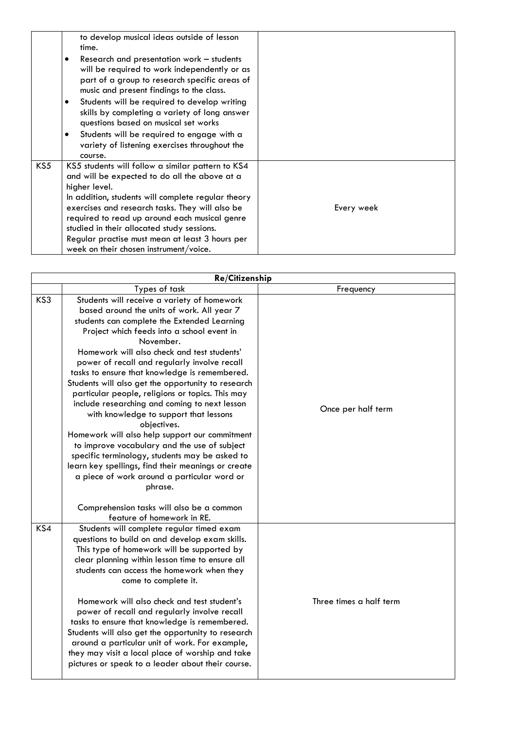| | | |
|---|---|---|
| | to develop musical ideas outside of lesson time.<br>• Research and presentation work – students will be required to work independently or as part of a group to research specific areas of music and present findings to the class.<br>• Students will be required to develop writing skills by completing a variety of long answer questions based on musical set works<br>• Students will be required to engage with a variety of listening exercises throughout the course. | |
| KS5 | KS5 students will follow a similar pattern to KS4 and will be expected to do all the above at a higher level.<br>In addition, students will complete regular theory exercises and research tasks. They will also be required to read up around each musical genre studied in their allocated study sessions.<br>Regular practise must mean at least 3 hours per week on their chosen instrument/voice. | Every week |

| **Re/Citizenship** | | |
|---|---|---|
| | Types of task | Frequency |
| KS3 | Students will receive a variety of homework based around the units of work. All year 7 students can complete the Extended Learning Project which feeds into a school event in November.<br>Homework will also check and test students' power of recall and regularly involve recall tasks to ensure that knowledge is remembered. Students will also get the opportunity to research particular people, religions or topics. This may include researching and coming to next lesson with knowledge to support that lessons objectives.<br>Homework will also help support our commitment to improve vocabulary and the use of subject specific terminology, students may be asked to learn key spellings, find their meanings or create a piece of work around a particular word or phrase.<br><br>Comprehension tasks will also be a common feature of homework in RE. | Once per half term |
| KS4 | Students will complete regular timed exam questions to build on and develop exam skills. This type of homework will be supported by clear planning within lesson time to ensure all students can access the homework when they come to complete it.<br><br>Homework will also check and test student's power of recall and regularly involve recall tasks to ensure that knowledge is remembered. Students will also get the opportunity to research around a particular unit of work. For example, they may visit a local place of worship and take pictures or speak to a leader about their course. | Three times a half term |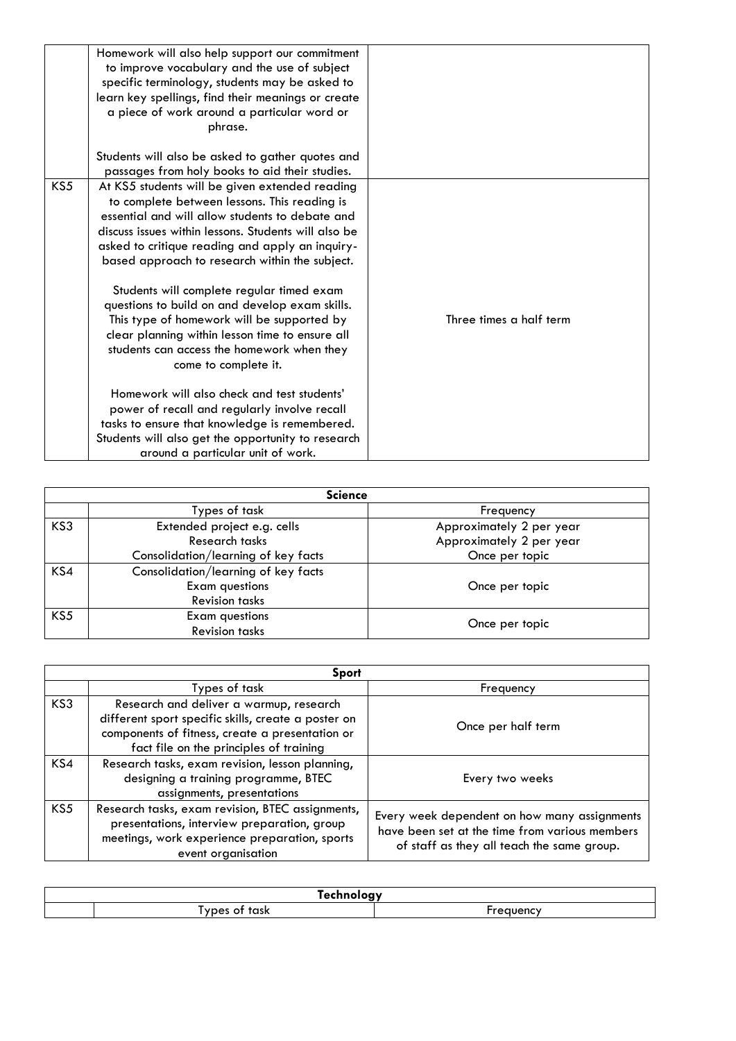| | | |
|---|---|---|
| | Homework will also help support our commitment to improve vocabulary and the use of subject specific terminology, students may be asked to learn key spellings, find their meanings or create a piece of work around a particular word or phrase.<br><br>Students will also be asked to gather quotes and passages from holy books to aid their studies. | |
| KS5 | At KS5 students will be given extended reading to complete between lessons. This reading is essential and will allow students to debate and discuss issues within lessons. Students will also be asked to critique reading and apply an inquiry-based approach to research within the subject.<br><br>Students will complete regular timed exam questions to build on and develop exam skills. This type of homework will be supported by clear planning within lesson time to ensure all students can access the homework when they come to complete it.<br><br>Homework will also check and test students' power of recall and regularly involve recall tasks to ensure that knowledge is remembered. Students will also get the opportunity to research around a particular unit of work. | Three times a half term |

| **Science** | | |
|---|---|---|
| | Types of task | Frequency |
| KS3 | Extended project e.g. cells<br>Research tasks<br>Consolidation/learning of key facts | Approximately 2 per year<br>Approximately 2 per year<br>Once per topic |
| KS4 | Consolidation/learning of key facts<br>Exam questions<br>Revision tasks | Once per topic |
| KS5 | Exam questions<br>Revision tasks | Once per topic |

| **Sport** | | |
|---|---|---|
| | Types of task | Frequency |
| KS3 | Research and deliver a warmup, research different sport specific skills, create a poster on components of fitness, create a presentation or fact file on the principles of training | Once per half term |
| KS4 | Research tasks, exam revision, lesson planning, designing a training programme, BTEC assignments, presentations | Every two weeks |
| KS5 | Research tasks, exam revision, BTEC assignments, presentations, interview preparation, group meetings, work experience preparation, sports event organisation | Every week dependent on how many assignments have been set at the time from various members of staff as they all teach the same group. |

| **Technology** | | |
|---|---|---|
| | Types of task | Frequency |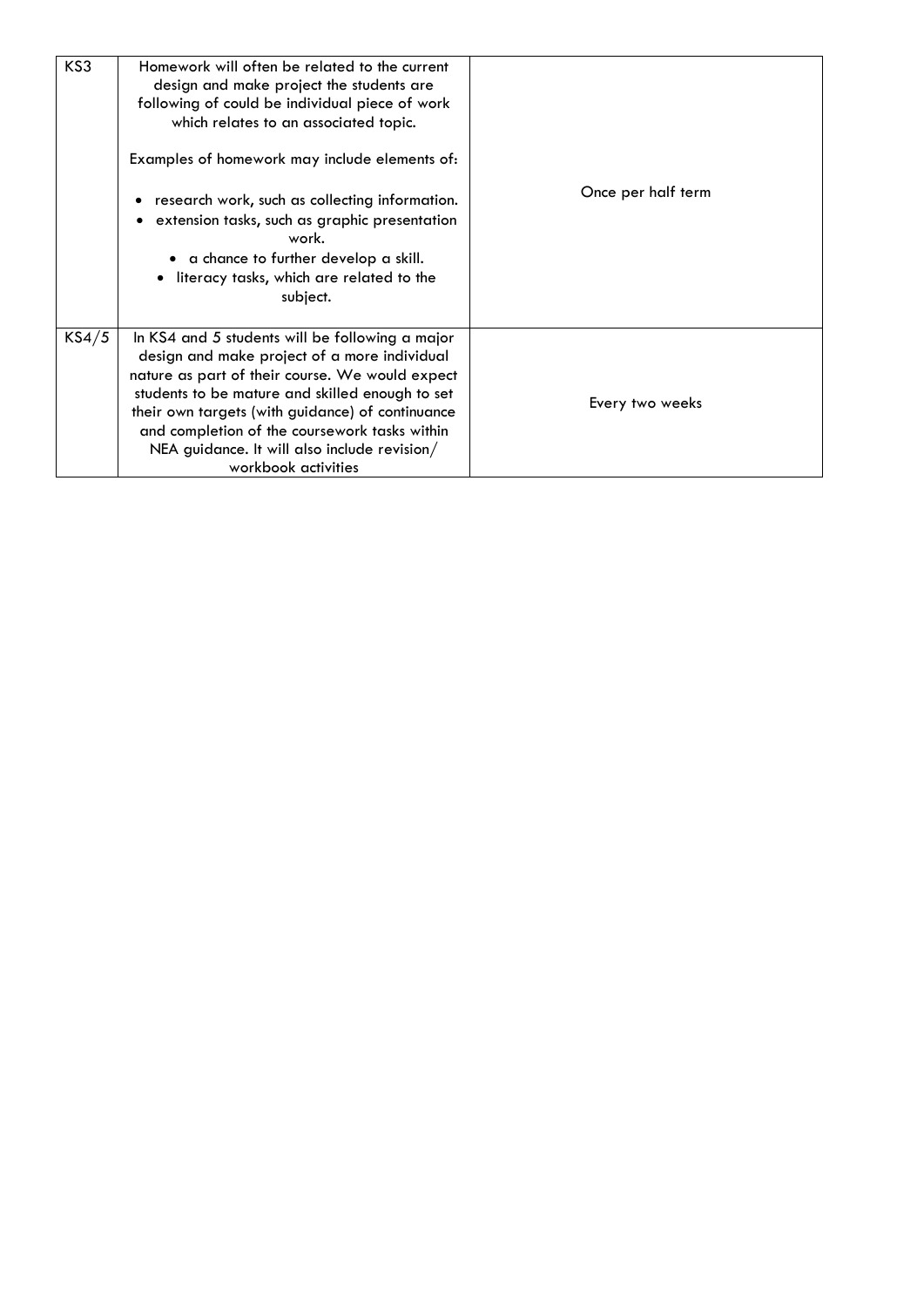| | | |
|---|---|---|
| KS3 | Homework will often be related to the current design and make project the students are following of could be individual piece of work which relates to an associated topic.<br><br>Examples of homework may include elements of:<br><br>• research work, such as collecting information.<br>• extension tasks, such as graphic presentation work.<br>• a chance to further develop a skill.<br>• literacy tasks, which are related to the subject. | Once per half term |
| KS4/5 | In KS4 and 5 students will be following a major design and make project of a more individual nature as part of their course. We would expect students to be mature and skilled enough to set their own targets (with guidance) of continuance and completion of the coursework tasks within NEA guidance. It will also include revision/ workbook activities | Every two weeks |